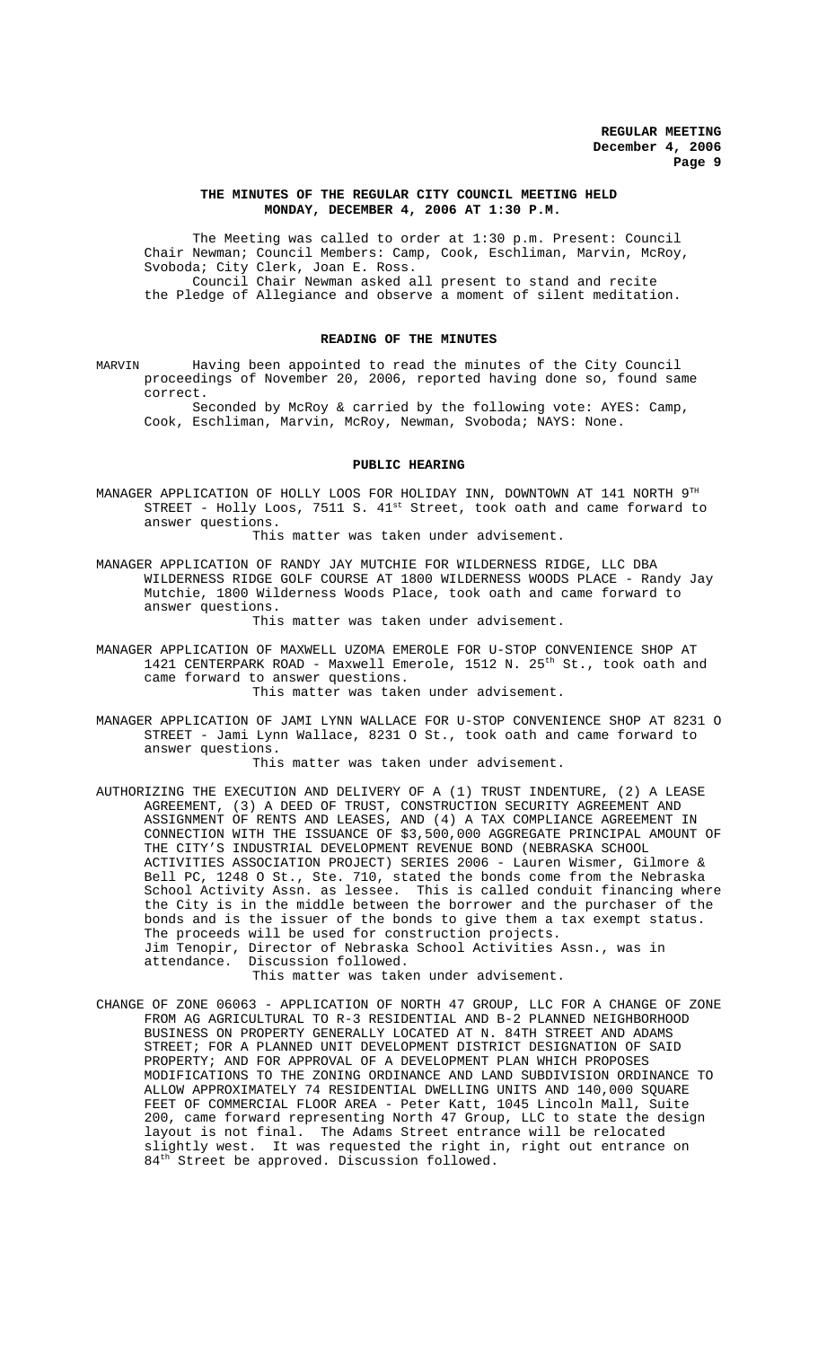**THE MINUTES OF THE REGULAR CITY COUNCIL MEETING HELD MONDAY, DECEMBER 4, 2006 AT 1:30 P.M.**

The Meeting was called to order at 1:30 p.m. Present: Council Chair Newman; Council Members: Camp, Cook, Eschliman, Marvin, McRoy, Svoboda; City Clerk, Joan E. Ross.

Council Chair Newman asked all present to stand and recite the Pledge of Allegiance and observe a moment of silent meditation.

**READING OF THE MINUTES**

MARVIN Having been appointed to read the minutes of the City Council proceedings of November 20, 2006, reported having done so, found same correct.

Seconded by McRoy & carried by the following vote: AYES: Camp, Cook, Eschliman, Marvin, McRoy, Newman, Svoboda; NAYS: None.

**PUBLIC HEARING**

MANAGER APPLICATION OF HOLLY LOOS FOR HOLIDAY INN, DOWNTOWN AT 141 NORTH 9TH STREET - Holly Loos, 7511 S. 41st Street, took oath and came forward to answer questions.

This matter was taken under advisement.

MANAGER APPLICATION OF RANDY JAY MUTCHIE FOR WILDERNESS RIDGE, LLC DBA WILDERNESS RIDGE GOLF COURSE AT 1800 WILDERNESS WOODS PLACE - Randy Jay Mutchie, 1800 Wilderness Woods Place, took oath and came forward to answer questions.

This matter was taken under advisement.

MANAGER APPLICATION OF MAXWELL UZOMA EMEROLE FOR U-STOP CONVENIENCE SHOP AT 1421 CENTERPARK ROAD - Maxwell Emerole, 1512 N. 25th St., took oath and came forward to answer questions.

This matter was taken under advisement.

MANAGER APPLICATION OF JAMI LYNN WALLACE FOR U-STOP CONVENIENCE SHOP AT 8231 O STREET - Jami Lynn Wallace, 8231 O St., took oath and came forward to answer questions.

This matter was taken under advisement.

AUTHORIZING THE EXECUTION AND DELIVERY OF A (1) TRUST INDENTURE, (2) A LEASE AGREEMENT, (3) A DEED OF TRUST, CONSTRUCTION SECURITY AGREEMENT AND ASSIGNMENT OF RENTS AND LEASES, AND (4) A TAX COMPLIANCE AGREEMENT IN CONNECTION WITH THE ISSUANCE OF $3,500,000 AGGREGATE PRINCIPAL AMOUNT OF THE CITY'S INDUSTRIAL DEVELOPMENT REVENUE BOND (NEBRASKA SCHOOL ACTIVITIES ASSOCIATION PROJECT) SERIES 2006 - Lauren Wismer, Gilmore & Bell PC, 1248 O St., Ste. 710, stated the bonds come from the Nebraska School Activity Assn. as lessee. This is called conduit financing where the City is in the middle between the borrower and the purchaser of the bonds and is the issuer of the bonds to give them a tax exempt status. The proceeds will be used for construction projects.

Jim Tenopir, Director of Nebraska School Activities Assn., was in attendance. Discussion followed.

This matter was taken under advisement.

CHANGE OF ZONE 06063 - APPLICATION OF NORTH 47 GROUP, LLC FOR A CHANGE OF ZONE FROM AG AGRICULTURAL TO R-3 RESIDENTIAL AND B-2 PLANNED NEIGHBORHOOD BUSINESS ON PROPERTY GENERALLY LOCATED AT N. 84TH STREET AND ADAMS STREET; FOR A PLANNED UNIT DEVELOPMENT DISTRICT DESIGNATION OF SAID PROPERTY; AND FOR APPROVAL OF A DEVELOPMENT PLAN WHICH PROPOSES MODIFICATIONS TO THE ZONING ORDINANCE AND LAND SUBDIVISION ORDINANCE TO ALLOW APPROXIMATELY 74 RESIDENTIAL DWELLING UNITS AND 140,000 SQUARE FEET OF COMMERCIAL FLOOR AREA - Peter Katt, 1045 Lincoln Mall, Suite 200, came forward representing North 47 Group, LLC to state the design layout is not final. The Adams Street entrance will be relocated slightly west. It was requested the right in, right out entrance on 84th Street be approved. Discussion followed.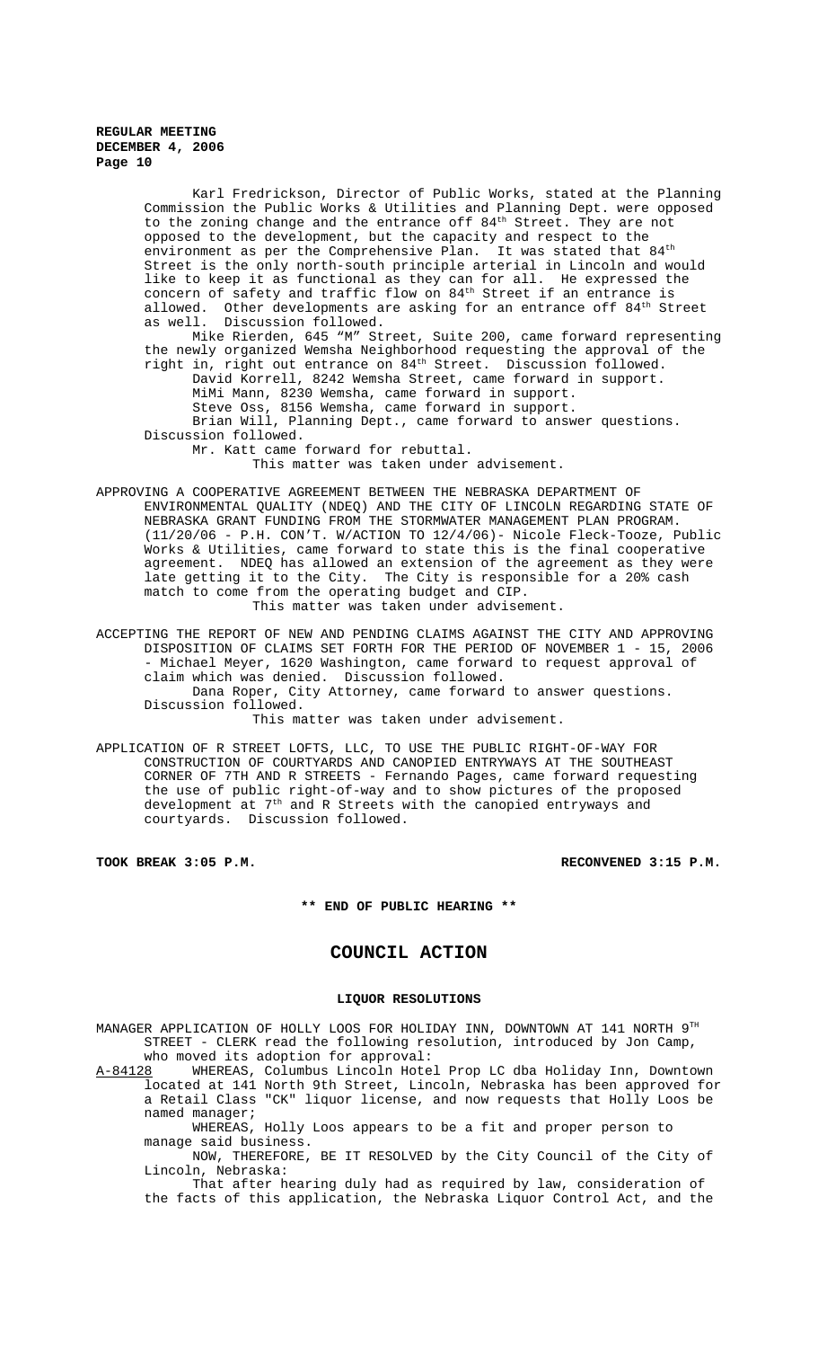Karl Fredrickson, Director of Public Works, stated at the Planning Commission the Public Works & Utilities and Planning Dept. were opposed to the zoning change and the entrance off 84th Street. They are not opposed to the development, but the capacity and respect to the environment as per the Comprehensive Plan. It was stated that 84th Street is the only north-south principle arterial in Lincoln and would like to keep it as functional as they can for all. He expressed the concern of safety and traffic flow on 84th Street if an entrance is allowed. Other developments are asking for an entrance off 84th Street as well. Discussion followed.

Mike Rierden, 645 "M" Street, Suite 200, came forward representing the newly organized Wemsha Neighborhood requesting the approval of the right in, right out entrance on 84th Street. Discussion followed.

David Korrell, 8242 Wemsha Street, came forward in support.

MiMi Mann, 8230 Wemsha, came forward in support.

Steve Oss, 8156 Wemsha, came forward in support.

Brian Will, Planning Dept., came forward to answer questions. Discussion followed.

Mr. Katt came forward for rebuttal.

This matter was taken under advisement.

APPROVING A COOPERATIVE AGREEMENT BETWEEN THE NEBRASKA DEPARTMENT OF ENVIRONMENTAL QUALITY (NDEQ) AND THE CITY OF LINCOLN REGARDING STATE OF NEBRASKA GRANT FUNDING FROM THE STORMWATER MANAGEMENT PLAN PROGRAM. (11/20/06 - P.H. CON'T. W/ACTION TO 12/4/06)- Nicole Fleck-Tooze, Public Works & Utilities, came forward to state this is the final cooperative agreement. NDEQ has allowed an extension of the agreement as they were late getting it to the City. The City is responsible for a 20% cash match to come from the operating budget and CIP.

This matter was taken under advisement.

ACCEPTING THE REPORT OF NEW AND PENDING CLAIMS AGAINST THE CITY AND APPROVING DISPOSITION OF CLAIMS SET FORTH FOR THE PERIOD OF NOVEMBER 1 - 15, 2006 - Michael Meyer, 1620 Washington, came forward to request approval of claim which was denied. Discussion followed.

Dana Roper, City Attorney, came forward to answer questions. Discussion followed.

This matter was taken under advisement.

APPLICATION OF R STREET LOFTS, LLC, TO USE THE PUBLIC RIGHT-OF-WAY FOR CONSTRUCTION OF COURTYARDS AND CANOPIED ENTRYWAYS AT THE SOUTHEAST CORNER OF 7TH AND R STREETS - Fernando Pages, came forward requesting the use of public right-of-way and to show pictures of the proposed development at 7th and R Streets with the canopied entryways and courtyards. Discussion followed.

**TOOK BREAK 3:05 P.M.** **RECONVENED 3:15 P.M.**

**\*\* END OF PUBLIC HEARING \*\***

## COUNCIL ACTION

### LIQUOR RESOLUTIONS

MANAGER APPLICATION OF HOLLY LOOS FOR HOLIDAY INN, DOWNTOWN AT 141 NORTH 9TH STREET - CLERK read the following resolution, introduced by Jon Camp, who moved its adoption for approval:

A-84128 WHEREAS, Columbus Lincoln Hotel Prop LC dba Holiday Inn, Downtown located at 141 North 9th Street, Lincoln, Nebraska has been approved for a Retail Class "CK" liquor license, and now requests that Holly Loos be named manager;

WHEREAS, Holly Loos appears to be a fit and proper person to manage said business.

NOW, THEREFORE, BE IT RESOLVED by the City Council of the City of Lincoln, Nebraska:

That after hearing duly had as required by law, consideration of the facts of this application, the Nebraska Liquor Control Act, and the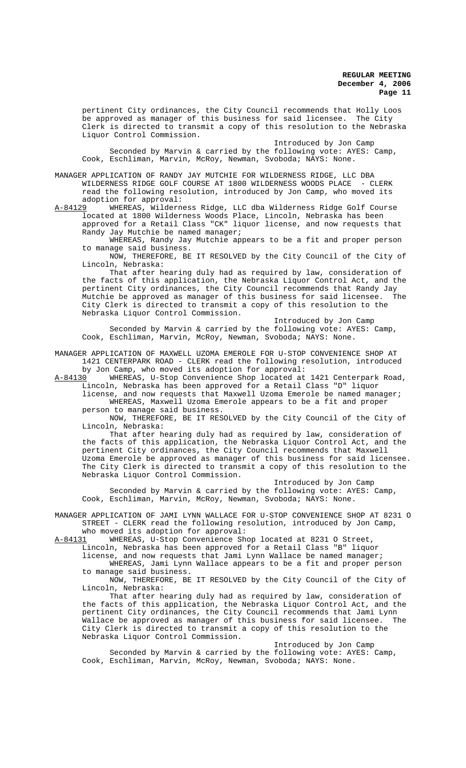pertinent City ordinances, the City Council recommends that Holly Loos be approved as manager of this business for said licensee. The City Clerk is directed to transmit a copy of this resolution to the Nebraska Liquor Control Commission.

Introduced by Jon Camp

Seconded by Marvin & carried by the following vote: AYES: Camp, Cook, Eschliman, Marvin, McRoy, Newman, Svoboda; NAYS: None.

MANAGER APPLICATION OF RANDY JAY MUTCHIE FOR WILDERNESS RIDGE, LLC DBA WILDERNESS RIDGE GOLF COURSE AT 1800 WILDERNESS WOODS PLACE - CLERK read the following resolution, introduced by Jon Camp, who moved its adoption for approval:

A-84129 WHEREAS, Wilderness Ridge, LLC dba Wilderness Ridge Golf Course located at 1800 Wilderness Woods Place, Lincoln, Nebraska has been approved for a Retail Class "CK" liquor license, and now requests that Randy Jay Mutchie be named manager;

WHEREAS, Randy Jay Mutchie appears to be a fit and proper person to manage said business.

NOW, THEREFORE, BE IT RESOLVED by the City Council of the City of Lincoln, Nebraska:

That after hearing duly had as required by law, consideration of the facts of this application, the Nebraska Liquor Control Act, and the pertinent City ordinances, the City Council recommends that Randy Jay Mutchie be approved as manager of this business for said licensee. The City Clerk is directed to transmit a copy of this resolution to the Nebraska Liquor Control Commission.

Introduced by Jon Camp

Seconded by Marvin & carried by the following vote: AYES: Camp, Cook, Eschliman, Marvin, McRoy, Newman, Svoboda; NAYS: None.

MANAGER APPLICATION OF MAXWELL UZOMA EMEROLE FOR U-STOP CONVENIENCE SHOP AT 1421 CENTERPARK ROAD - CLERK read the following resolution, introduced by Jon Camp, who moved its adoption for approval:

A-84130 WHEREAS, U-Stop Convenience Shop located at 1421 Centerpark Road, Lincoln, Nebraska has been approved for a Retail Class "D" liquor license, and now requests that Maxwell Uzoma Emerole be named manager;

WHEREAS, Maxwell Uzoma Emerole appears to be a fit and proper person to manage said business.

NOW, THEREFORE, BE IT RESOLVED by the City Council of the City of Lincoln, Nebraska:

That after hearing duly had as required by law, consideration of the facts of this application, the Nebraska Liquor Control Act, and the pertinent City ordinances, the City Council recommends that Maxwell Uzoma Emerole be approved as manager of this business for said licensee. The City Clerk is directed to transmit a copy of this resolution to the Nebraska Liquor Control Commission.

Introduced by Jon Camp

Seconded by Marvin & carried by the following vote: AYES: Camp, Cook, Eschliman, Marvin, McRoy, Newman, Svoboda; NAYS: None.

MANAGER APPLICATION OF JAMI LYNN WALLACE FOR U-STOP CONVENIENCE SHOP AT 8231 O STREET - CLERK read the following resolution, introduced by Jon Camp, who moved its adoption for approval:

A-84131 WHEREAS, U-Stop Convenience Shop located at 8231 O Street, Lincoln, Nebraska has been approved for a Retail Class "B" liquor license, and now requests that Jami Lynn Wallace be named manager;

WHEREAS, Jami Lynn Wallace appears to be a fit and proper person to manage said business.

NOW, THEREFORE, BE IT RESOLVED by the City Council of the City of Lincoln, Nebraska:

That after hearing duly had as required by law, consideration of the facts of this application, the Nebraska Liquor Control Act, and the pertinent City ordinances, the City Council recommends that Jami Lynn Wallace be approved as manager of this business for said licensee. The City Clerk is directed to transmit a copy of this resolution to the Nebraska Liquor Control Commission.

Introduced by Jon Camp

Seconded by Marvin & carried by the following vote: AYES: Camp, Cook, Eschliman, Marvin, McRoy, Newman, Svoboda; NAYS: None.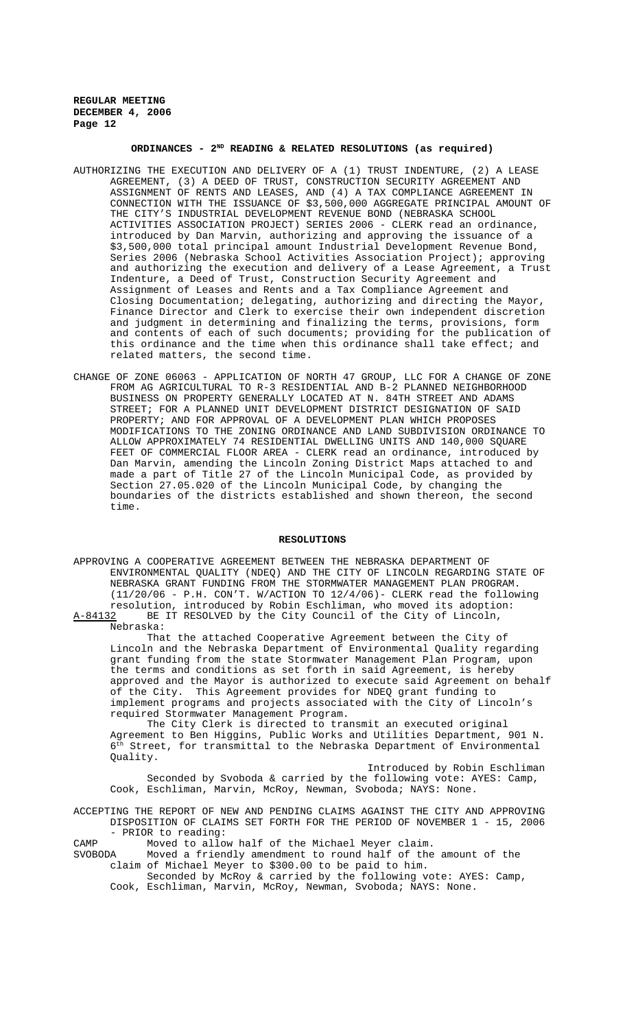## ORDINANCES - 2ND READING & RELATED RESOLUTIONS (as required)

AUTHORIZING THE EXECUTION AND DELIVERY OF A (1) TRUST INDENTURE, (2) A LEASE AGREEMENT, (3) A DEED OF TRUST, CONSTRUCTION SECURITY AGREEMENT AND ASSIGNMENT OF RENTS AND LEASES, AND (4) A TAX COMPLIANCE AGREEMENT IN CONNECTION WITH THE ISSUANCE OF $3,500,000 AGGREGATE PRINCIPAL AMOUNT OF THE CITY'S INDUSTRIAL DEVELOPMENT REVENUE BOND (NEBRASKA SCHOOL ACTIVITIES ASSOCIATION PROJECT) SERIES 2006 - CLERK read an ordinance, introduced by Dan Marvin, authorizing and approving the issuance of a $3,500,000 total principal amount Industrial Development Revenue Bond, Series 2006 (Nebraska School Activities Association Project); approving and authorizing the execution and delivery of a Lease Agreement, a Trust Indenture, a Deed of Trust, Construction Security Agreement and Assignment of Leases and Rents and a Tax Compliance Agreement and Closing Documentation; delegating, authorizing and directing the Mayor, Finance Director and Clerk to exercise their own independent discretion and judgment in determining and finalizing the terms, provisions, form and contents of each of such documents; providing for the publication of this ordinance and the time when this ordinance shall take effect; and related matters, the second time.

CHANGE OF ZONE 06063 - APPLICATION OF NORTH 47 GROUP, LLC FOR A CHANGE OF ZONE FROM AG AGRICULTURAL TO R-3 RESIDENTIAL AND B-2 PLANNED NEIGHBORHOOD BUSINESS ON PROPERTY GENERALLY LOCATED AT N. 84TH STREET AND ADAMS STREET; FOR A PLANNED UNIT DEVELOPMENT DISTRICT DESIGNATION OF SAID PROPERTY; AND FOR APPROVAL OF A DEVELOPMENT PLAN WHICH PROPOSES MODIFICATIONS TO THE ZONING ORDINANCE AND LAND SUBDIVISION ORDINANCE TO ALLOW APPROXIMATELY 74 RESIDENTIAL DWELLING UNITS AND 140,000 SQUARE FEET OF COMMERCIAL FLOOR AREA - CLERK read an ordinance, introduced by Dan Marvin, amending the Lincoln Zoning District Maps attached to and made a part of Title 27 of the Lincoln Municipal Code, as provided by Section 27.05.020 of the Lincoln Municipal Code, by changing the boundaries of the districts established and shown thereon, the second time.

## RESOLUTIONS

APPROVING A COOPERATIVE AGREEMENT BETWEEN THE NEBRASKA DEPARTMENT OF ENVIRONMENTAL QUALITY (NDEQ) AND THE CITY OF LINCOLN REGARDING STATE OF NEBRASKA GRANT FUNDING FROM THE STORMWATER MANAGEMENT PLAN PROGRAM. (11/20/06 - P.H. CON'T. W/ACTION TO 12/4/06)- CLERK read the following resolution, introduced by Robin Eschliman, who moved its adoption:

A-84132 BE IT RESOLVED by the City Council of the City of Lincoln, Nebraska:

That the attached Cooperative Agreement between the City of Lincoln and the Nebraska Department of Environmental Quality regarding grant funding from the state Stormwater Management Plan Program, upon the terms and conditions as set forth in said Agreement, is hereby approved and the Mayor is authorized to execute said Agreement on behalf of the City. This Agreement provides for NDEQ grant funding to implement programs and projects associated with the City of Lincoln's required Stormwater Management Program.

The City Clerk is directed to transmit an executed original Agreement to Ben Higgins, Public Works and Utilities Department, 901 N. 6th Street, for transmittal to the Nebraska Department of Environmental Quality.

Introduced by Robin Eschliman

Seconded by Svoboda & carried by the following vote: AYES: Camp, Cook, Eschliman, Marvin, McRoy, Newman, Svoboda; NAYS: None.

ACCEPTING THE REPORT OF NEW AND PENDING CLAIMS AGAINST THE CITY AND APPROVING DISPOSITION OF CLAIMS SET FORTH FOR THE PERIOD OF NOVEMBER 1 - 15, 2006 - PRIOR to reading:

CAMP Moved to allow half of the Michael Meyer claim.

SVOBODA Moved a friendly amendment to round half of the amount of the claim of Michael Meyer to $300.00 to be paid to him.

Seconded by McRoy & carried by the following vote: AYES: Camp, Cook, Eschliman, Marvin, McRoy, Newman, Svoboda; NAYS: None.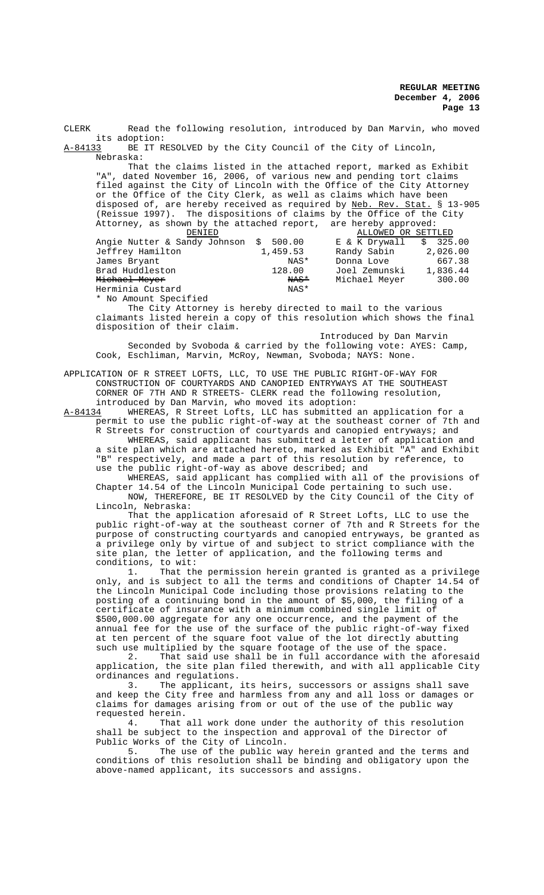CLERK Read the following resolution, introduced by Dan Marvin, who moved its adoption:

A-84133 BE IT RESOLVED by the City Council of the City of Lincoln, Nebraska:

That the claims listed in the attached report, marked as Exhibit "A", dated November 16, 2006, of various new and pending tort claims filed against the City of Lincoln with the Office of the City Attorney or the Office of the City Clerk, as well as claims which have been disposed of, are hereby received as required by Neb. Rev. Stat. § 13-905 (Reissue 1997). The dispositions of claims by the Office of the City Attorney, as shown by the attached report, are hereby approved:

| DENIED | | ALLOWED OR SETTLED | |
|---|---|---|---|
| Angie Nutter & Sandy Johnson | $ 500.00 | E & K Drywall | $ 325.00 |
| Jeffrey Hamilton | 1,459.53 | Randy Sabin | 2,026.00 |
| James Bryant | NAS* | Donna Love | 667.38 |
| Brad Huddleston | 128.00 | Joel Zemunski | 1,836.44 |
| ~~Michael Meyer~~ | ~~NAS*~~ | Michael Meyer | 300.00 |
| Herminia Custard | NAS* | | |

\* No Amount Specified

The City Attorney is hereby directed to mail to the various claimants listed herein a copy of this resolution which shows the final disposition of their claim.

Introduced by Dan Marvin

Seconded by Svoboda & carried by the following vote: AYES: Camp, Cook, Eschliman, Marvin, McRoy, Newman, Svoboda; NAYS: None.

APPLICATION OF R STREET LOFTS, LLC, TO USE THE PUBLIC RIGHT-OF-WAY FOR CONSTRUCTION OF COURTYARDS AND CANOPIED ENTRYWAYS AT THE SOUTHEAST CORNER OF 7TH AND R STREETS- CLERK read the following resolution, introduced by Dan Marvin, who moved its adoption:

A-84134 WHEREAS, R Street Lofts, LLC has submitted an application for a permit to use the public right-of-way at the southeast corner of 7th and R Streets for construction of courtyards and canopied entryways; and

WHEREAS, said applicant has submitted a letter of application and a site plan which are attached hereto, marked as Exhibit "A" and Exhibit "B" respectively, and made a part of this resolution by reference, to use the public right-of-way as above described; and

WHEREAS, said applicant has complied with all of the provisions of Chapter 14.54 of the Lincoln Municipal Code pertaining to such use.

NOW, THEREFORE, BE IT RESOLVED by the City Council of the City of Lincoln, Nebraska:

That the application aforesaid of R Street Lofts, LLC to use the public right-of-way at the southeast corner of 7th and R Streets for the purpose of constructing courtyards and canopied entryways, be granted as a privilege only by virtue of and subject to strict compliance with the site plan, the letter of application, and the following terms and conditions, to wit:

1. That the permission herein granted is granted as a privilege only, and is subject to all the terms and conditions of Chapter 14.54 of the Lincoln Municipal Code including those provisions relating to the posting of a continuing bond in the amount of $5,000, the filing of a certificate of insurance with a minimum combined single limit of $500,000.00 aggregate for any one occurrence, and the payment of the annual fee for the use of the surface of the public right-of-way fixed at ten percent of the square foot value of the lot directly abutting such use multiplied by the square footage of the use of the space.

2. That said use shall be in full accordance with the aforesaid application, the site plan filed therewith, and with all applicable City ordinances and regulations.

3. The applicant, its heirs, successors or assigns shall save and keep the City free and harmless from any and all loss or damages or claims for damages arising from or out of the use of the public way requested herein.

4. That all work done under the authority of this resolution shall be subject to the inspection and approval of the Director of Public Works of the City of Lincoln.

5. The use of the public way herein granted and the terms and conditions of this resolution shall be binding and obligatory upon the above-named applicant, its successors and assigns.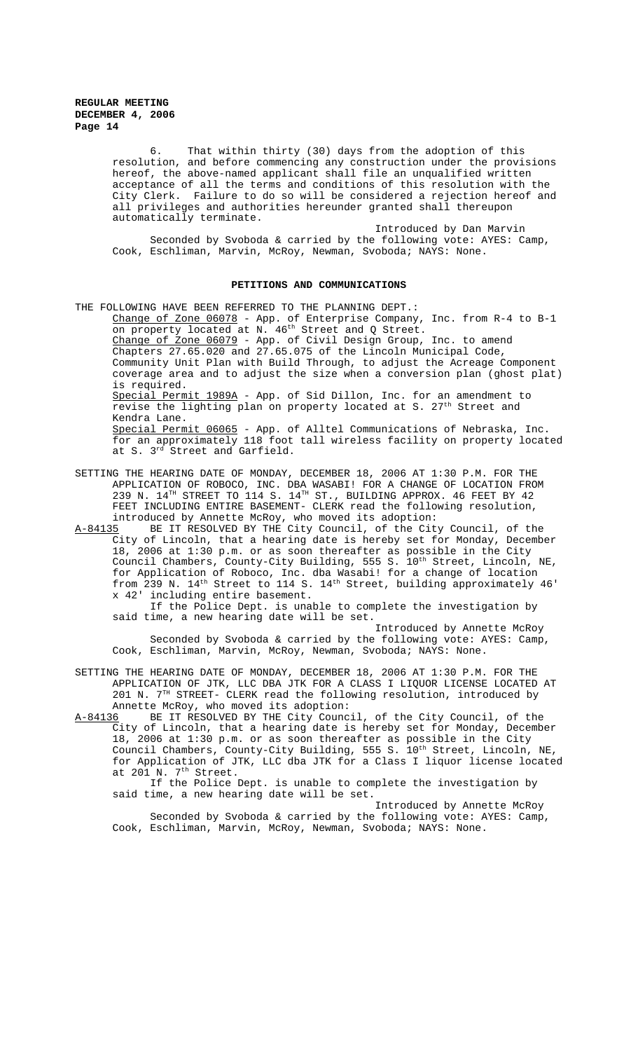6. That within thirty (30) days from the adoption of this resolution, and before commencing any construction under the provisions hereof, the above-named applicant shall file an unqualified written acceptance of all the terms and conditions of this resolution with the City Clerk. Failure to do so will be considered a rejection hereof and all privileges and authorities hereunder granted shall thereupon automatically terminate.

Introduced by Dan Marvin

Seconded by Svoboda & carried by the following vote: AYES: Camp, Cook, Eschliman, Marvin, McRoy, Newman, Svoboda; NAYS: None.

## PETITIONS AND COMMUNICATIONS

THE FOLLOWING HAVE BEEN REFERRED TO THE PLANNING DEPT.:

Change of Zone 06078 - App. of Enterprise Company, Inc. from R-4 to B-1 on property located at N. 46th Street and Q Street.

Change of Zone 06079 - App. of Civil Design Group, Inc. to amend Chapters 27.65.020 and 27.65.075 of the Lincoln Municipal Code, Community Unit Plan with Build Through, to adjust the Acreage Component coverage area and to adjust the size when a conversion plan (ghost plat) is required.

Special Permit 1989A - App. of Sid Dillon, Inc. for an amendment to revise the lighting plan on property located at S. 27th Street and Kendra Lane.

Special Permit 06065 - App. of Alltel Communications of Nebraska, Inc. for an approximately 118 foot tall wireless facility on property located at S. 3rd Street and Garfield.

SETTING THE HEARING DATE OF MONDAY, DECEMBER 18, 2006 AT 1:30 P.M. FOR THE APPLICATION OF ROBOCO, INC. DBA WASABI! FOR A CHANGE OF LOCATION FROM 239 N. 14TH STREET TO 114 S. 14TH ST., BUILDING APPROX. 46 FEET BY 42 FEET INCLUDING ENTIRE BASEMENT- CLERK read the following resolution, introduced by Annette McRoy, who moved its adoption:

A-84135 BE IT RESOLVED BY THE City Council, of the City Council, of the City of Lincoln, that a hearing date is hereby set for Monday, December 18, 2006 at 1:30 p.m. or as soon thereafter as possible in the City Council Chambers, County-City Building, 555 S. 10th Street, Lincoln, NE, for Application of Roboco, Inc. dba Wasabi! for a change of location from 239 N. 14th Street to 114 S. 14th Street, building approximately 46' x 42' including entire basement.

If the Police Dept. is unable to complete the investigation by said time, a new hearing date will be set.

Introduced by Annette McRoy

Seconded by Svoboda & carried by the following vote: AYES: Camp, Cook, Eschliman, Marvin, McRoy, Newman, Svoboda; NAYS: None.

SETTING THE HEARING DATE OF MONDAY, DECEMBER 18, 2006 AT 1:30 P.M. FOR THE APPLICATION OF JTK, LLC DBA JTK FOR A CLASS I LIQUOR LICENSE LOCATED AT 201 N. 7TH STREET- CLERK read the following resolution, introduced by Annette McRoy, who moved its adoption:

A-84136 BE IT RESOLVED BY THE City Council, of the City Council, of the City of Lincoln, that a hearing date is hereby set for Monday, December 18, 2006 at 1:30 p.m. or as soon thereafter as possible in the City Council Chambers, County-City Building, 555 S. 10th Street, Lincoln, NE, for Application of JTK, LLC dba JTK for a Class I liquor license located at 201 N. 7th Street.

If the Police Dept. is unable to complete the investigation by said time, a new hearing date will be set.

Introduced by Annette McRoy

Seconded by Svoboda & carried by the following vote: AYES: Camp, Cook, Eschliman, Marvin, McRoy, Newman, Svoboda; NAYS: None.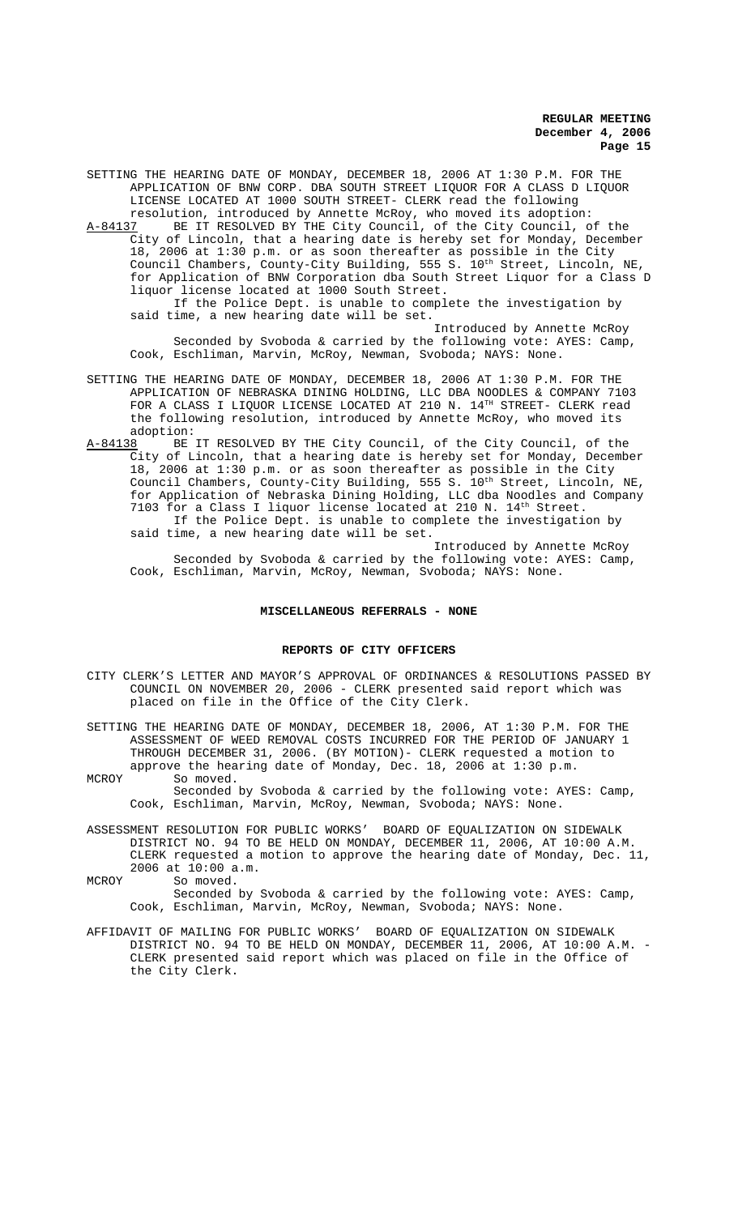SETTING THE HEARING DATE OF MONDAY, DECEMBER 18, 2006 AT 1:30 P.M. FOR THE APPLICATION OF BNW CORP. DBA SOUTH STREET LIQUOR FOR A CLASS D LIQUOR LICENSE LOCATED AT 1000 SOUTH STREET- CLERK read the following resolution, introduced by Annette McRoy, who moved its adoption:

A-84137 BE IT RESOLVED BY THE City Council, of the City Council, of the City of Lincoln, that a hearing date is hereby set for Monday, December 18, 2006 at 1:30 p.m. or as soon thereafter as possible in the City Council Chambers, County-City Building, 555 S. 10th Street, Lincoln, NE, for Application of BNW Corporation dba South Street Liquor for a Class D liquor license located at 1000 South Street.

If the Police Dept. is unable to complete the investigation by said time, a new hearing date will be set.

Introduced by Annette McRoy

Seconded by Svoboda & carried by the following vote: AYES: Camp, Cook, Eschliman, Marvin, McRoy, Newman, Svoboda; NAYS: None.

SETTING THE HEARING DATE OF MONDAY, DECEMBER 18, 2006 AT 1:30 P.M. FOR THE APPLICATION OF NEBRASKA DINING HOLDING, LLC DBA NOODLES & COMPANY 7103 FOR A CLASS I LIQUOR LICENSE LOCATED AT 210 N. 14TH STREET- CLERK read the following resolution, introduced by Annette McRoy, who moved its adoption:

A-84138 BE IT RESOLVED BY THE City Council, of the City Council, of the City of Lincoln, that a hearing date is hereby set for Monday, December 18, 2006 at 1:30 p.m. or as soon thereafter as possible in the City Council Chambers, County-City Building, 555 S. 10th Street, Lincoln, NE, for Application of Nebraska Dining Holding, LLC dba Noodles and Company 7103 for a Class I liquor license located at 210 N. 14th Street.

If the Police Dept. is unable to complete the investigation by said time, a new hearing date will be set.

Introduced by Annette McRoy

Seconded by Svoboda & carried by the following vote: AYES: Camp, Cook, Eschliman, Marvin, McRoy, Newman, Svoboda; NAYS: None.

## MISCELLANEOUS REFERRALS - NONE

## REPORTS OF CITY OFFICERS

CITY CLERK'S LETTER AND MAYOR'S APPROVAL OF ORDINANCES & RESOLUTIONS PASSED BY COUNCIL ON NOVEMBER 20, 2006 - CLERK presented said report which was placed on file in the Office of the City Clerk.

SETTING THE HEARING DATE OF MONDAY, DECEMBER 18, 2006, AT 1:30 P.M. FOR THE ASSESSMENT OF WEED REMOVAL COSTS INCURRED FOR THE PERIOD OF JANUARY 1 THROUGH DECEMBER 31, 2006. (BY MOTION)- CLERK requested a motion to approve the hearing date of Monday, Dec. 18, 2006 at 1:30 p.m.

MCROY So moved.

Seconded by Svoboda & carried by the following vote: AYES: Camp, Cook, Eschliman, Marvin, McRoy, Newman, Svoboda; NAYS: None.

ASSESSMENT RESOLUTION FOR PUBLIC WORKS' BOARD OF EQUALIZATION ON SIDEWALK DISTRICT NO. 94 TO BE HELD ON MONDAY, DECEMBER 11, 2006, AT 10:00 A.M. CLERK requested a motion to approve the hearing date of Monday, Dec. 11, 2006 at 10:00 a.m.

MCROY So moved.

Seconded by Svoboda & carried by the following vote: AYES: Camp, Cook, Eschliman, Marvin, McRoy, Newman, Svoboda; NAYS: None.

AFFIDAVIT OF MAILING FOR PUBLIC WORKS' BOARD OF EQUALIZATION ON SIDEWALK DISTRICT NO. 94 TO BE HELD ON MONDAY, DECEMBER 11, 2006, AT 10:00 A.M. - CLERK presented said report which was placed on file in the Office of the City Clerk.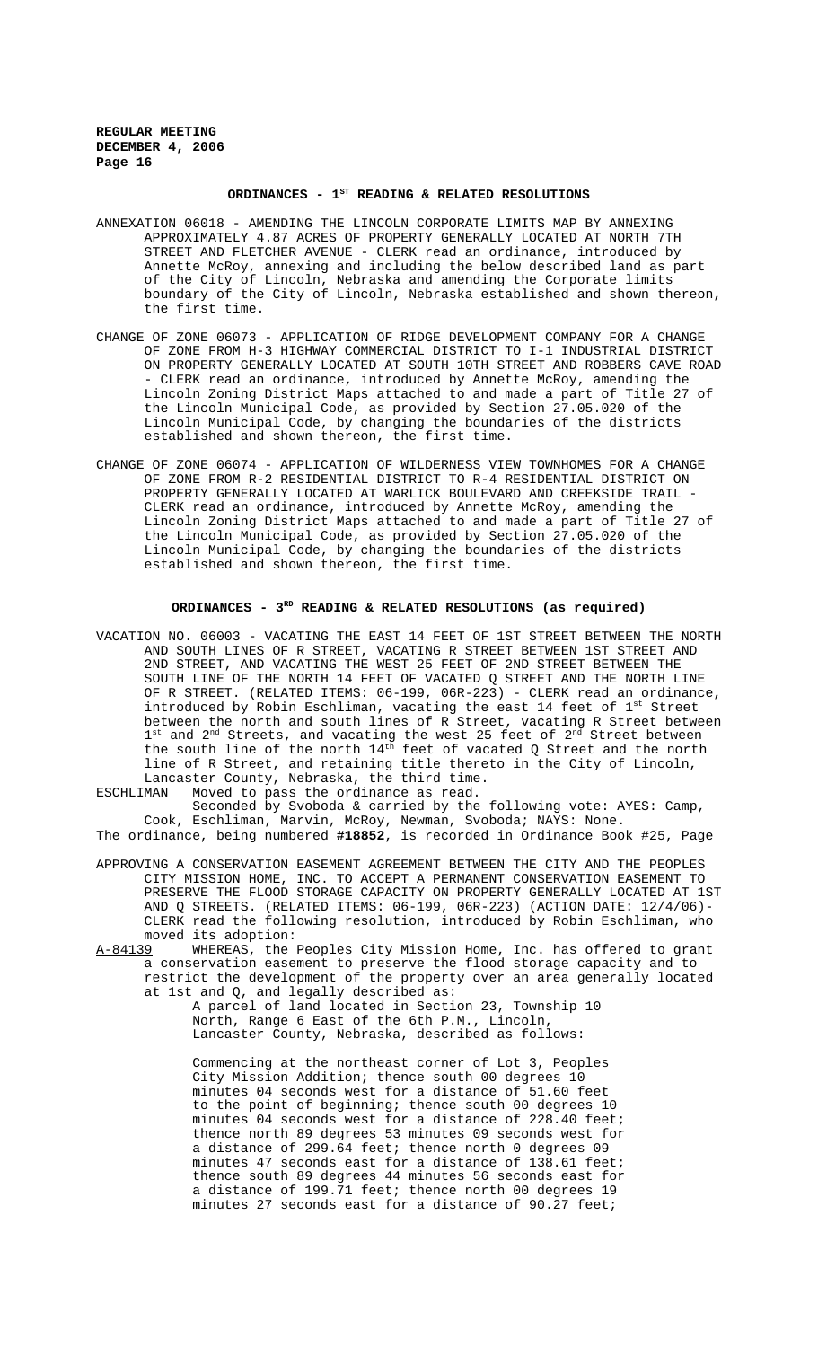## ORDINANCES - 1ST READING & RELATED RESOLUTIONS

ANNEXATION 06018 - AMENDING THE LINCOLN CORPORATE LIMITS MAP BY ANNEXING APPROXIMATELY 4.87 ACRES OF PROPERTY GENERALLY LOCATED AT NORTH 7TH STREET AND FLETCHER AVENUE - CLERK read an ordinance, introduced by Annette McRoy, annexing and including the below described land as part of the City of Lincoln, Nebraska and amending the Corporate limits boundary of the City of Lincoln, Nebraska established and shown thereon, the first time.

CHANGE OF ZONE 06073 - APPLICATION OF RIDGE DEVELOPMENT COMPANY FOR A CHANGE OF ZONE FROM H-3 HIGHWAY COMMERCIAL DISTRICT TO I-1 INDUSTRIAL DISTRICT ON PROPERTY GENERALLY LOCATED AT SOUTH 10TH STREET AND ROBBERS CAVE ROAD - CLERK read an ordinance, introduced by Annette McRoy, amending the Lincoln Zoning District Maps attached to and made a part of Title 27 of the Lincoln Municipal Code, as provided by Section 27.05.020 of the Lincoln Municipal Code, by changing the boundaries of the districts established and shown thereon, the first time.

CHANGE OF ZONE 06074 - APPLICATION OF WILDERNESS VIEW TOWNHOMES FOR A CHANGE OF ZONE FROM R-2 RESIDENTIAL DISTRICT TO R-4 RESIDENTIAL DISTRICT ON PROPERTY GENERALLY LOCATED AT WARLICK BOULEVARD AND CREEKSIDE TRAIL - CLERK read an ordinance, introduced by Annette McRoy, amending the Lincoln Zoning District Maps attached to and made a part of Title 27 of the Lincoln Municipal Code, as provided by Section 27.05.020 of the Lincoln Municipal Code, by changing the boundaries of the districts established and shown thereon, the first time.

## ORDINANCES - 3RD READING & RELATED RESOLUTIONS (as required)

VACATION NO. 06003 - VACATING THE EAST 14 FEET OF 1ST STREET BETWEEN THE NORTH AND SOUTH LINES OF R STREET, VACATING R STREET BETWEEN 1ST STREET AND 2ND STREET, AND VACATING THE WEST 25 FEET OF 2ND STREET BETWEEN THE SOUTH LINE OF THE NORTH 14 FEET OF VACATED Q STREET AND THE NORTH LINE OF R STREET. (RELATED ITEMS: 06-199, 06R-223) - CLERK read an ordinance, introduced by Robin Eschliman, vacating the east 14 feet of 1st Street between the north and south lines of R Street, vacating R Street between 1st and 2nd Streets, and vacating the west 25 feet of 2nd Street between the south line of the north 14th feet of vacated Q Street and the north line of R Street, and retaining title thereto in the City of Lincoln, Lancaster County, Nebraska, the third time.

ESCHLIMAN Moved to pass the ordinance as read.

Seconded by Svoboda & carried by the following vote: AYES: Camp, Cook, Eschliman, Marvin, McRoy, Newman, Svoboda; NAYS: None.

The ordinance, being numbered **#18852**, is recorded in Ordinance Book #25, Page

APPROVING A CONSERVATION EASEMENT AGREEMENT BETWEEN THE CITY AND THE PEOPLES CITY MISSION HOME, INC. TO ACCEPT A PERMANENT CONSERVATION EASEMENT TO PRESERVE THE FLOOD STORAGE CAPACITY ON PROPERTY GENERALLY LOCATED AT 1ST AND Q STREETS. (RELATED ITEMS: 06-199, 06R-223) (ACTION DATE: 12/4/06)- CLERK read the following resolution, introduced by Robin Eschliman, who moved its adoption:

A-84139 WHEREAS, the Peoples City Mission Home, Inc. has offered to grant a conservation easement to preserve the flood storage capacity and to restrict the development of the property over an area generally located at 1st and Q, and legally described as:

A parcel of land located in Section 23, Township 10 North, Range 6 East of the 6th P.M., Lincoln, Lancaster County, Nebraska, described as follows:

Commencing at the northeast corner of Lot 3, Peoples City Mission Addition; thence south 00 degrees 10 minutes 04 seconds west for a distance of 51.60 feet to the point of beginning; thence south 00 degrees 10 minutes 04 seconds west for a distance of 228.40 feet; thence north 89 degrees 53 minutes 09 seconds west for a distance of 299.64 feet; thence north 0 degrees 09 minutes 47 seconds east for a distance of 138.61 feet; thence south 89 degrees 44 minutes 56 seconds east for a distance of 199.71 feet; thence north 00 degrees 19 minutes 27 seconds east for a distance of 90.27 feet;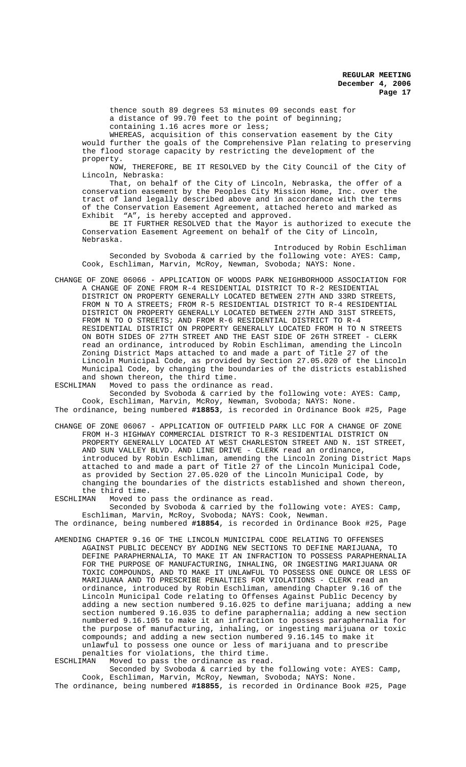thence south 89 degrees 53 minutes 09 seconds east for a distance of 99.70 feet to the point of beginning;
containing 1.16 acres more or less;

WHEREAS, acquisition of this conservation easement by the City would further the goals of the Comprehensive Plan relating to preserving the flood storage capacity by restricting the development of the property.

NOW, THEREFORE, BE IT RESOLVED by the City Council of the City of Lincoln, Nebraska:

That, on behalf of the City of Lincoln, Nebraska, the offer of a conservation easement by the Peoples City Mission Home, Inc. over the tract of land legally described above and in accordance with the terms of the Conservation Easement Agreement, attached hereto and marked as Exhibit "A", is hereby accepted and approved.

BE IT FURTHER RESOLVED that the Mayor is authorized to execute the Conservation Easement Agreement on behalf of the City of Lincoln, Nebraska.

Introduced by Robin Eschliman

Seconded by Svoboda & carried by the following vote: AYES: Camp, Cook, Eschliman, Marvin, McRoy, Newman, Svoboda; NAYS: None.

CHANGE OF ZONE 06066 - APPLICATION OF WOODS PARK NEIGHBORHOOD ASSOCIATION FOR A CHANGE OF ZONE FROM R-4 RESIDENTIAL DISTRICT TO R-2 RESIDENTIAL DISTRICT ON PROPERTY GENERALLY LOCATED BETWEEN 27TH AND 33RD STREETS, FROM N TO A STREETS; FROM R-5 RESIDENTIAL DISTRICT TO R-4 RESIDENTIAL DISTRICT ON PROPERTY GENERALLY LOCATED BETWEEN 27TH AND 31ST STREETS, FROM N TO O STREETS; AND FROM R-6 RESIDENTIAL DISTRICT TO R-4 RESIDENTIAL DISTRICT ON PROPERTY GENERALLY LOCATED FROM H TO N STREETS ON BOTH SIDES OF 27TH STREET AND THE EAST SIDE OF 26TH STREET - CLERK read an ordinance, introduced by Robin Eschliman, amending the Lincoln Zoning District Maps attached to and made a part of Title 27 of the Lincoln Municipal Code, as provided by Section 27.05.020 of the Lincoln Municipal Code, by changing the boundaries of the districts established and shown thereon, the third time.

ESCHLIMAN Moved to pass the ordinance as read.

Seconded by Svoboda & carried by the following vote: AYES: Camp, Cook, Eschliman, Marvin, McRoy, Newman, Svoboda; NAYS: None.

The ordinance, being numbered **#18853**, is recorded in Ordinance Book #25, Page

CHANGE OF ZONE 06067 - APPLICATION OF OUTFIELD PARK LLC FOR A CHANGE OF ZONE FROM H-3 HIGHWAY COMMERCIAL DISTRICT TO R-3 RESIDENTIAL DISTRICT ON PROPERTY GENERALLY LOCATED AT WEST CHARLESTON STREET AND N. 1ST STREET, AND SUN VALLEY BLVD. AND LINE DRIVE - CLERK read an ordinance, introduced by Robin Eschliman, amending the Lincoln Zoning District Maps attached to and made a part of Title 27 of the Lincoln Municipal Code, as provided by Section 27.05.020 of the Lincoln Municipal Code, by changing the boundaries of the districts established and shown thereon, the third time.

ESCHLIMAN Moved to pass the ordinance as read.

Seconded by Svoboda & carried by the following vote: AYES: Camp, Eschliman, Marvin, McRoy, Svoboda; NAYS: Cook, Newman.

The ordinance, being numbered **#18854**, is recorded in Ordinance Book #25, Page

AMENDING CHAPTER 9.16 OF THE LINCOLN MUNICIPAL CODE RELATING TO OFFENSES AGAINST PUBLIC DECENCY BY ADDING NEW SECTIONS TO DEFINE MARIJUANA, TO DEFINE PARAPHERNALIA, TO MAKE IT AN INFRACTION TO POSSESS PARAPHERNALIA FOR THE PURPOSE OF MANUFACTURING, INHALING, OR INGESTING MARIJUANA OR TOXIC COMPOUNDS, AND TO MAKE IT UNLAWFUL TO POSSESS ONE OUNCE OR LESS OF MARIJUANA AND TO PRESCRIBE PENALTIES FOR VIOLATIONS - CLERK read an ordinance, introduced by Robin Eschliman, amending Chapter 9.16 of the Lincoln Municipal Code relating to Offenses Against Public Decency by adding a new section numbered 9.16.025 to define marijuana; adding a new section numbered 9.16.035 to define paraphernalia; adding a new section numbered 9.16.105 to make it an infraction to possess paraphernalia for the purpose of manufacturing, inhaling, or ingesting marijuana or toxic compounds; and adding a new section numbered 9.16.145 to make it unlawful to possess one ounce or less of marijuana and to prescribe penalties for violations, the third time.

ESCHLIMAN Moved to pass the ordinance as read.

Seconded by Svoboda & carried by the following vote: AYES: Camp, Cook, Eschliman, Marvin, McRoy, Newman, Svoboda; NAYS: None.

The ordinance, being numbered **#18855**, is recorded in Ordinance Book #25, Page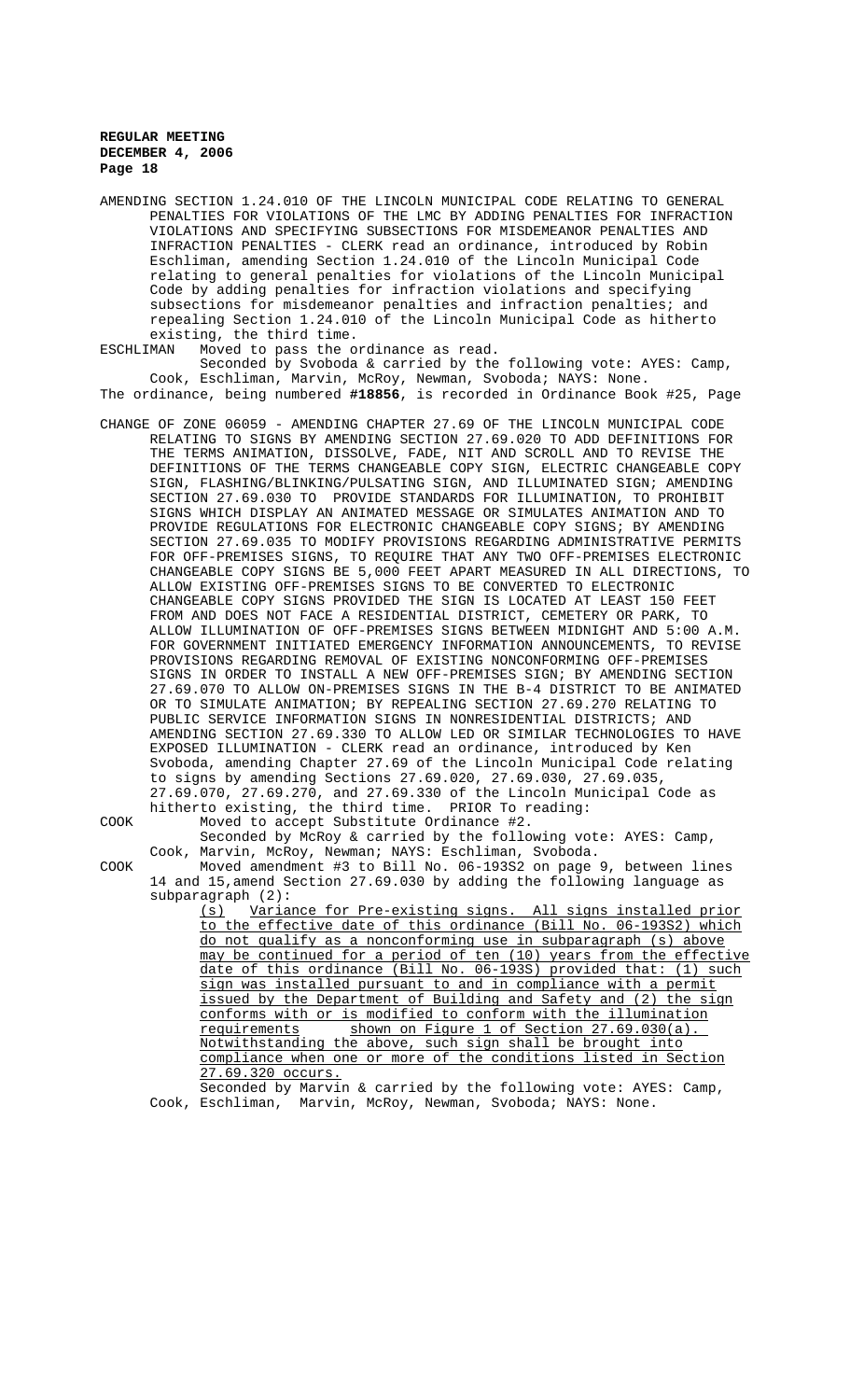AMENDING SECTION 1.24.010 OF THE LINCOLN MUNICIPAL CODE RELATING TO GENERAL PENALTIES FOR VIOLATIONS OF THE LMC BY ADDING PENALTIES FOR INFRACTION VIOLATIONS AND SPECIFYING SUBSECTIONS FOR MISDEMEANOR PENALTIES AND INFRACTION PENALTIES - CLERK read an ordinance, introduced by Robin Eschliman, amending Section 1.24.010 of the Lincoln Municipal Code relating to general penalties for violations of the Lincoln Municipal Code by adding penalties for infraction violations and specifying subsections for misdemeanor penalties and infraction penalties; and repealing Section 1.24.010 of the Lincoln Municipal Code as hitherto existing, the third time.

ESCHLIMAN Moved to pass the ordinance as read.

Seconded by Svoboda & carried by the following vote: AYES: Camp, Cook, Eschliman, Marvin, McRoy, Newman, Svoboda; NAYS: None.

The ordinance, being numbered **#18856**, is recorded in Ordinance Book #25, Page

CHANGE OF ZONE 06059 - AMENDING CHAPTER 27.69 OF THE LINCOLN MUNICIPAL CODE RELATING TO SIGNS BY AMENDING SECTION 27.69.020 TO ADD DEFINITIONS FOR THE TERMS ANIMATION, DISSOLVE, FADE, NIT AND SCROLL AND TO REVISE THE DEFINITIONS OF THE TERMS CHANGEABLE COPY SIGN, ELECTRIC CHANGEABLE COPY SIGN, FLASHING/BLINKING/PULSATING SIGN, AND ILLUMINATED SIGN; AMENDING SECTION 27.69.030 TO PROVIDE STANDARDS FOR ILLUMINATION, TO PROHIBIT SIGNS WHICH DISPLAY AN ANIMATED MESSAGE OR SIMULATES ANIMATION AND TO PROVIDE REGULATIONS FOR ELECTRONIC CHANGEABLE COPY SIGNS; BY AMENDING SECTION 27.69.035 TO MODIFY PROVISIONS REGARDING ADMINISTRATIVE PERMITS FOR OFF-PREMISES SIGNS, TO REQUIRE THAT ANY TWO OFF-PREMISES ELECTRONIC CHANGEABLE COPY SIGNS BE 5,000 FEET APART MEASURED IN ALL DIRECTIONS, TO ALLOW EXISTING OFF-PREMISES SIGNS TO BE CONVERTED TO ELECTRONIC CHANGEABLE COPY SIGNS PROVIDED THE SIGN IS LOCATED AT LEAST 150 FEET FROM AND DOES NOT FACE A RESIDENTIAL DISTRICT, CEMETERY OR PARK, TO ALLOW ILLUMINATION OF OFF-PREMISES SIGNS BETWEEN MIDNIGHT AND 5:00 A.M. FOR GOVERNMENT INITIATED EMERGENCY INFORMATION ANNOUNCEMENTS, TO REVISE PROVISIONS REGARDING REMOVAL OF EXISTING NONCONFORMING OFF-PREMISES SIGNS IN ORDER TO INSTALL A NEW OFF-PREMISES SIGN; BY AMENDING SECTION 27.69.070 TO ALLOW ON-PREMISES SIGNS IN THE B-4 DISTRICT TO BE ANIMATED OR TO SIMULATE ANIMATION; BY REPEALING SECTION 27.69.270 RELATING TO PUBLIC SERVICE INFORMATION SIGNS IN NONRESIDENTIAL DISTRICTS; AND AMENDING SECTION 27.69.330 TO ALLOW LED OR SIMILAR TECHNOLOGIES TO HAVE EXPOSED ILLUMINATION - CLERK read an ordinance, introduced by Ken Svoboda, amending Chapter 27.69 of the Lincoln Municipal Code relating to signs by amending Sections 27.69.020, 27.69.030, 27.69.035, 27.69.070, 27.69.270, and 27.69.330 of the Lincoln Municipal Code as hitherto existing, the third time. PRIOR To reading:

COOK Moved to accept Substitute Ordinance #2.

Seconded by McRoy & carried by the following vote: AYES: Camp, Cook, Marvin, McRoy, Newman; NAYS: Eschliman, Svoboda.

COOK Moved amendment #3 to Bill No. 06-193S2 on page 9, between lines 14 and 15, amend Section 27.69.030 by adding the following language as subparagraph (2):

(s) Variance for Pre-existing signs. All signs installed prior to the effective date of this ordinance (Bill No. 06-193S2) which do not qualify as a nonconforming use in subparagraph (s) above may be continued for a period of ten (10) years from the effective date of this ordinance (Bill No. 06-193S) provided that: (1) such sign was installed pursuant to and in compliance with a permit issued by the Department of Building and Safety and (2) the sign conforms with or is modified to conform with the illumination requirements shown on Figure 1 of Section 27.69.030(a). Notwithstanding the above, such sign shall be brought into compliance when one or more of the conditions listed in Section 27.69.320 occurs.

Seconded by Marvin & carried by the following vote: AYES: Camp, Cook, Eschliman, Marvin, McRoy, Newman, Svoboda; NAYS: None.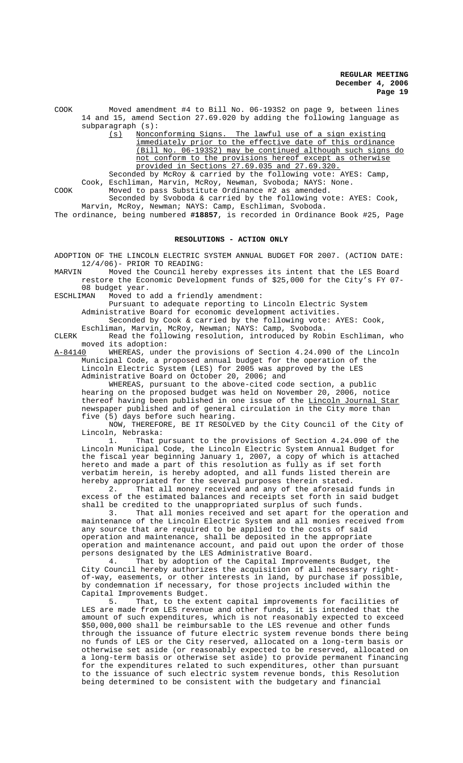COOK Moved amendment #4 to Bill No. 06-193S2 on page 9, between lines 14 and 15, amend Section 27.69.020 by adding the following language as subparagraph (s):

(s) Nonconforming Signs. The lawful use of a sign existing immediately prior to the effective date of this ordinance (Bill No. 06-193S2) may be continued although such signs do not conform to the provisions hereof except as otherwise provided in Sections 27.69.035 and 27.69.320.

Seconded by McRoy & carried by the following vote: AYES: Camp, Cook, Eschliman, Marvin, McRoy, Newman, Svoboda; NAYS: None.

COOK Moved to pass Substitute Ordinance #2 as amended.

Seconded by Svoboda & carried by the following vote: AYES: Cook, Marvin, McRoy, Newman; NAYS: Camp, Eschliman, Svoboda.

The ordinance, being numbered **#18857**, is recorded in Ordinance Book #25, Page

## RESOLUTIONS - ACTION ONLY

ADOPTION OF THE LINCOLN ELECTRIC SYSTEM ANNUAL BUDGET FOR 2007. (ACTION DATE: 12/4/06)- PRIOR TO READING:

MARVIN Moved the Council hereby expresses its intent that the LES Board restore the Economic Development funds of $25,000 for the City's FY 07-08 budget year.

ESCHLIMAN Moved to add a friendly amendment:

Pursuant to adequate reporting to Lincoln Electric System Administrative Board for economic development activities.

Seconded by Cook & carried by the following vote: AYES: Cook, Eschliman, Marvin, McRoy, Newman; NAYS: Camp, Svoboda.

CLERK Read the following resolution, introduced by Robin Eschliman, who moved its adoption:

A-84140 WHEREAS, under the provisions of Section 4.24.090 of the Lincoln Municipal Code, a proposed annual budget for the operation of the Lincoln Electric System (LES) for 2005 was approved by the LES Administrative Board on October 20, 2006; and

WHEREAS, pursuant to the above-cited code section, a public hearing on the proposed budget was held on November 20, 2006, notice thereof having been published in one issue of the Lincoln Journal Star newspaper published and of general circulation in the City more than five (5) days before such hearing.

NOW, THEREFORE, BE IT RESOLVED by the City Council of the City of Lincoln, Nebraska:

1. That pursuant to the provisions of Section 4.24.090 of the Lincoln Municipal Code, the Lincoln Electric System Annual Budget for the fiscal year beginning January 1, 2007, a copy of which is attached hereto and made a part of this resolution as fully as if set forth verbatim herein, is hereby adopted, and all funds listed therein are hereby appropriated for the several purposes therein stated.

2. That all money received and any of the aforesaid funds in excess of the estimated balances and receipts set forth in said budget shall be credited to the unappropriated surplus of such funds.

3. That all monies received and set apart for the operation and maintenance of the Lincoln Electric System and all monies received from any source that are required to be applied to the costs of said operation and maintenance, shall be deposited in the appropriate operation and maintenance account, and paid out upon the order of those persons designated by the LES Administrative Board.

4. That by adoption of the Capital Improvements Budget, the City Council hereby authorizes the acquisition of all necessary right-of-way, easements, or other interests in land, by purchase if possible, by condemnation if necessary, for those projects included within the Capital Improvements Budget.

5. That, to the extent capital improvements for facilities of LES are made from LES revenue and other funds, it is intended that the amount of such expenditures, which is not reasonably expected to exceed $50,000,000 shall be reimbursable to the LES revenue and other funds through the issuance of future electric system revenue bonds there being no funds of LES or the City reserved, allocated on a long-term basis or otherwise set aside (or reasonably expected to be reserved, allocated on a long-term basis or otherwise set aside) to provide permanent financing for the expenditures related to such expenditures, other than pursuant to the issuance of such electric system revenue bonds, this Resolution being determined to be consistent with the budgetary and financial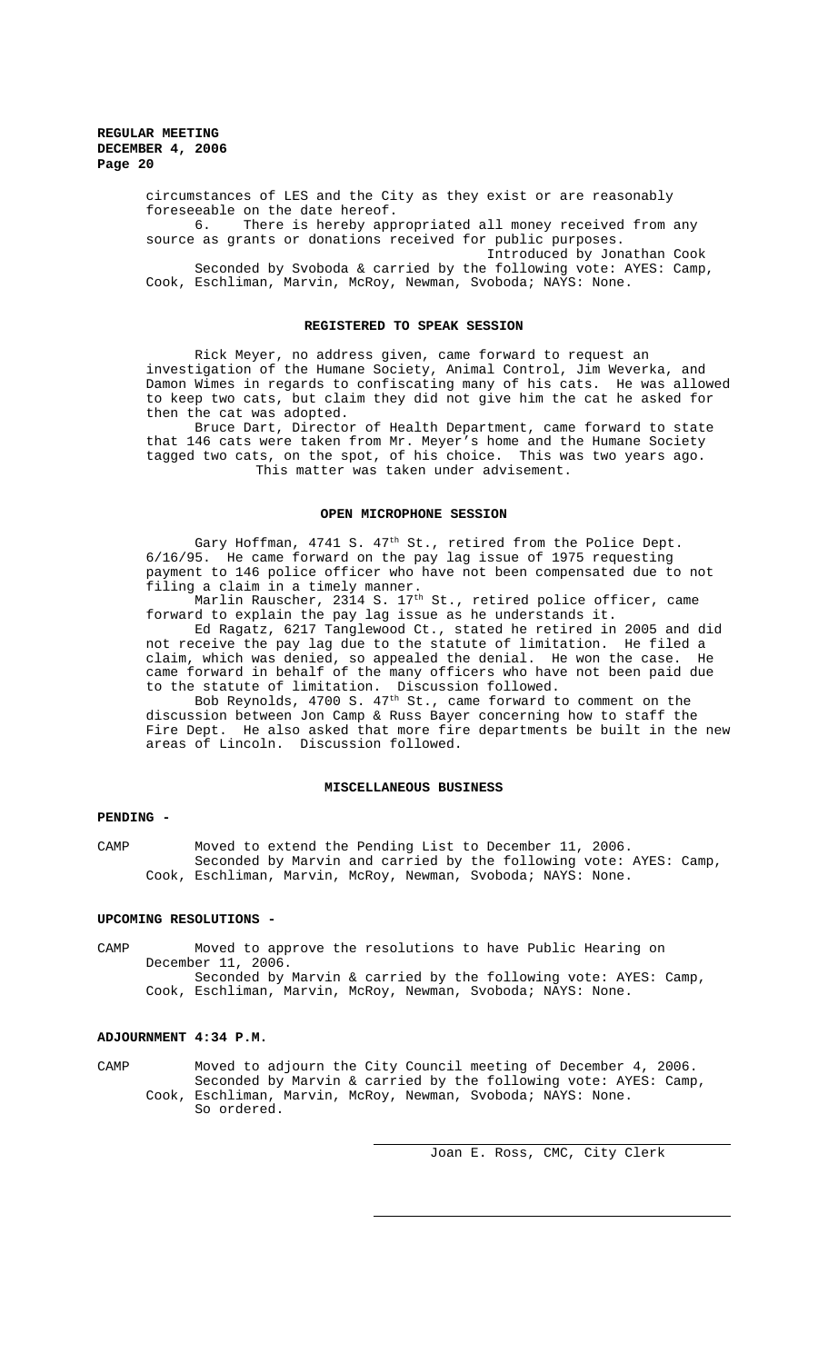circumstances of LES and the City as they exist or are reasonably foreseeable on the date hereof.

6. There is hereby appropriated all money received from any source as grants or donations received for public purposes.

Introduced by Jonathan Cook

Seconded by Svoboda & carried by the following vote: AYES: Camp, Cook, Eschliman, Marvin, McRoy, Newman, Svoboda; NAYS: None.

## REGISTERED TO SPEAK SESSION

Rick Meyer, no address given, came forward to request an investigation of the Humane Society, Animal Control, Jim Weverka, and Damon Wimes in regards to confiscating many of his cats. He was allowed to keep two cats, but claim they did not give him the cat he asked for then the cat was adopted.

Bruce Dart, Director of Health Department, came forward to state that 146 cats were taken from Mr. Meyer's home and the Humane Society tagged two cats, on the spot, of his choice. This was two years ago.

This matter was taken under advisement.

## OPEN MICROPHONE SESSION

Gary Hoffman, 4741 S. 47th St., retired from the Police Dept. 6/16/95. He came forward on the pay lag issue of 1975 requesting payment to 146 police officer who have not been compensated due to not filing a claim in a timely manner.

Marlin Rauscher, 2314 S. 17th St., retired police officer, came forward to explain the pay lag issue as he understands it.

Ed Ragatz, 6217 Tanglewood Ct., stated he retired in 2005 and did not receive the pay lag due to the statute of limitation. He filed a claim, which was denied, so appealed the denial. He won the case. He came forward in behalf of the many officers who have not been paid due to the statute of limitation. Discussion followed.

Bob Reynolds, 4700 S. 47th St., came forward to comment on the discussion between Jon Camp & Russ Bayer concerning how to staff the Fire Dept. He also asked that more fire departments be built in the new areas of Lincoln. Discussion followed.

## MISCELLANEOUS BUSINESS

**PENDING -**

CAMP Moved to extend the Pending List to December 11, 2006.

Seconded by Marvin and carried by the following vote: AYES: Camp, Cook, Eschliman, Marvin, McRoy, Newman, Svoboda; NAYS: None.

**UPCOMING RESOLUTIONS -**

CAMP Moved to approve the resolutions to have Public Hearing on December 11, 2006.

Seconded by Marvin & carried by the following vote: AYES: Camp, Cook, Eschliman, Marvin, McRoy, Newman, Svoboda; NAYS: None.

**ADJOURNMENT 4:34 P.M.**

CAMP Moved to adjourn the City Council meeting of December 4, 2006.

Seconded by Marvin & carried by the following vote: AYES: Camp, Cook, Eschliman, Marvin, McRoy, Newman, Svoboda; NAYS: None.

So ordered.

Joan E. Ross, CMC, City Clerk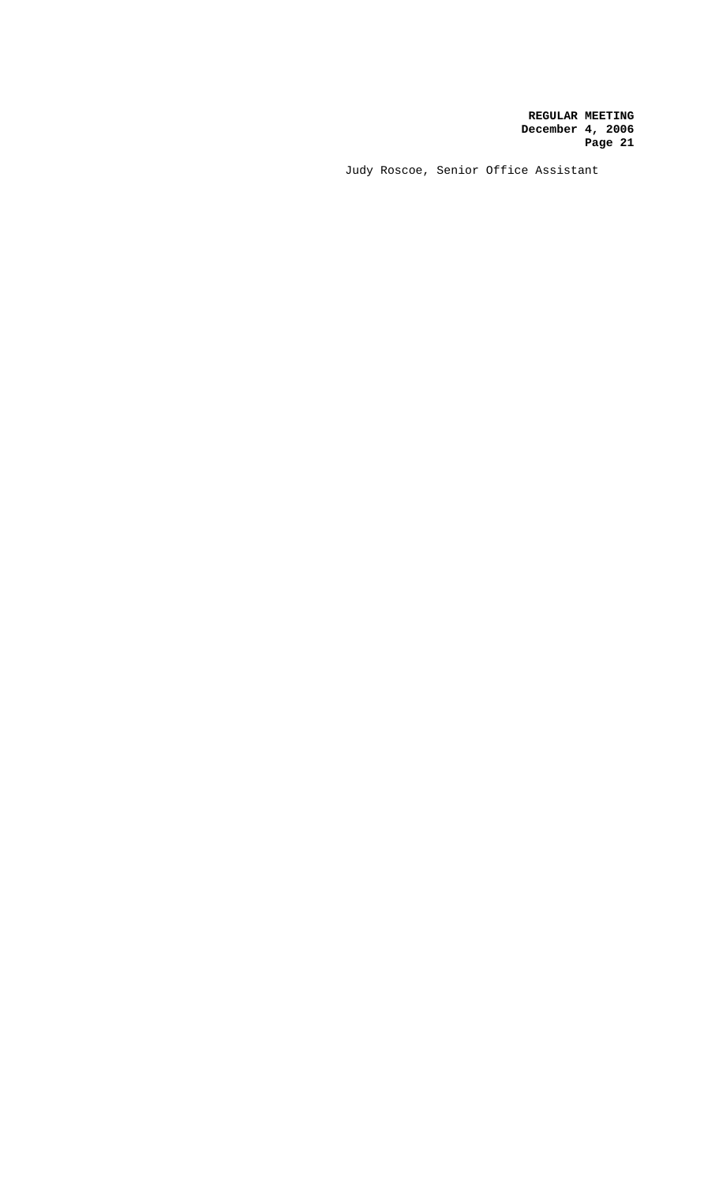Judy Roscoe, Senior Office Assistant